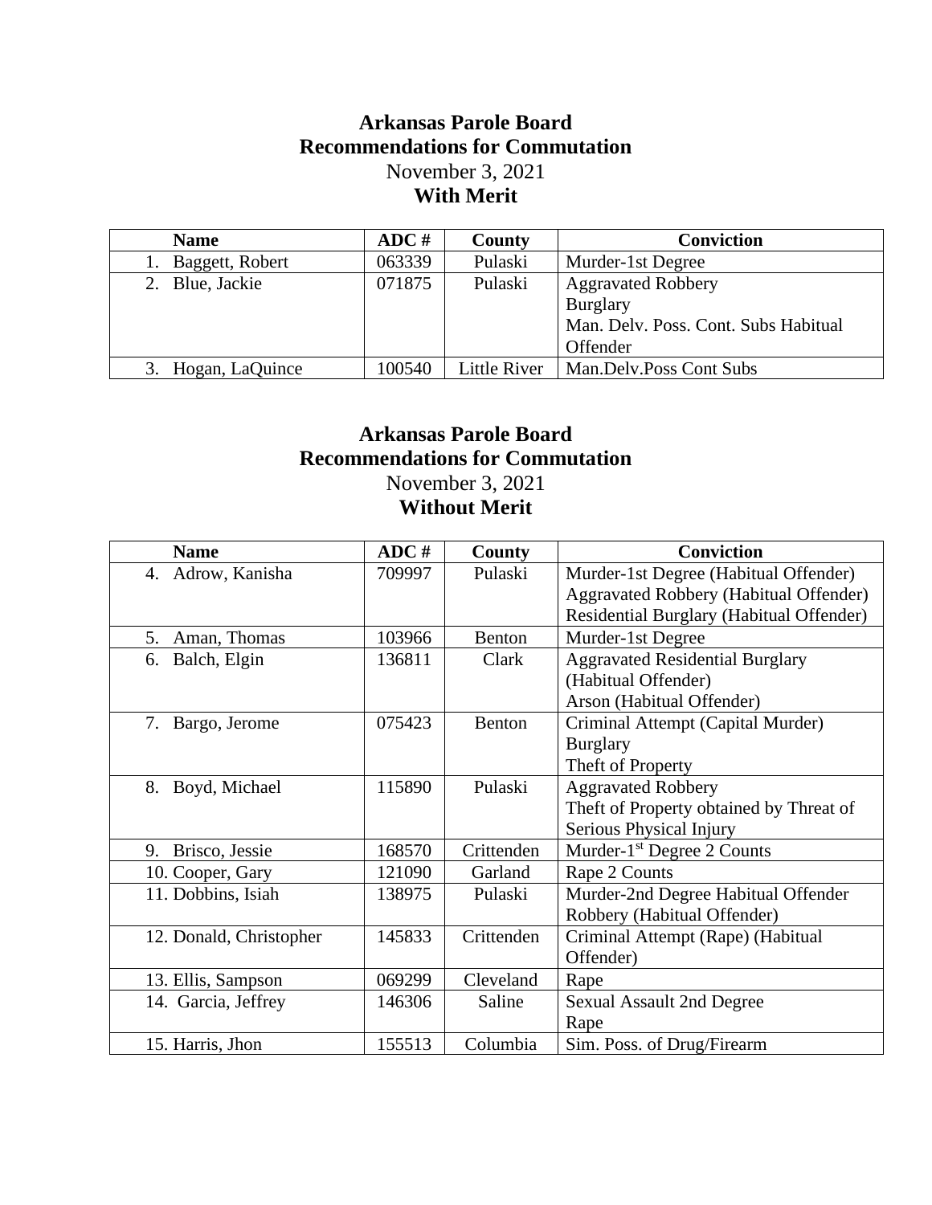**Arkansas Parole Board**
**Recommendations for Commutation**
November 3, 2021
**With Merit**

| Name | ADC # | County | Conviction |
|---|---|---|---|
| 1. Baggett, Robert | 063339 | Pulaski | Murder-1st Degree |
| 2. Blue, Jackie | 071875 | Pulaski | Aggravated Robbery<br>Burglary<br>Man. Delv. Poss. Cont. Subs Habitual Offender |
| 3. Hogan, LaQuince | 100540 | Little River | Man.Delv.Poss Cont Subs |

**Arkansas Parole Board**
**Recommendations for Commutation**
November 3, 2021
**Without Merit**

| Name | ADC # | County | Conviction |
|---|---|---|---|
| 4. Adrow, Kanisha | 709997 | Pulaski | Murder-1st Degree (Habitual Offender)<br>Aggravated Robbery (Habitual Offender)<br>Residential Burglary (Habitual Offender) |
| 5. Aman, Thomas | 103966 | Benton | Murder-1st Degree |
| 6. Balch, Elgin | 136811 | Clark | Aggravated Residential Burglary (Habitual Offender)<br>Arson (Habitual Offender) |
| 7. Bargo, Jerome | 075423 | Benton | Criminal Attempt (Capital Murder)<br>Burglary<br>Theft of Property |
| 8. Boyd, Michael | 115890 | Pulaski | Aggravated Robbery<br>Theft of Property obtained by Threat of Serious Physical Injury |
| 9. Brisco, Jessie | 168570 | Crittenden | Murder-1st Degree 2 Counts |
| 10. Cooper, Gary | 121090 | Garland | Rape 2 Counts |
| 11. Dobbins, Isiah | 138975 | Pulaski | Murder-2nd Degree Habitual Offender<br>Robbery (Habitual Offender) |
| 12. Donald, Christopher | 145833 | Crittenden | Criminal Attempt (Rape) (Habitual Offender) |
| 13. Ellis, Sampson | 069299 | Cleveland | Rape |
| 14. Garcia, Jeffrey | 146306 | Saline | Sexual Assault 2nd Degree<br>Rape |
| 15. Harris, Jhon | 155513 | Columbia | Sim. Poss. of Drug/Firearm |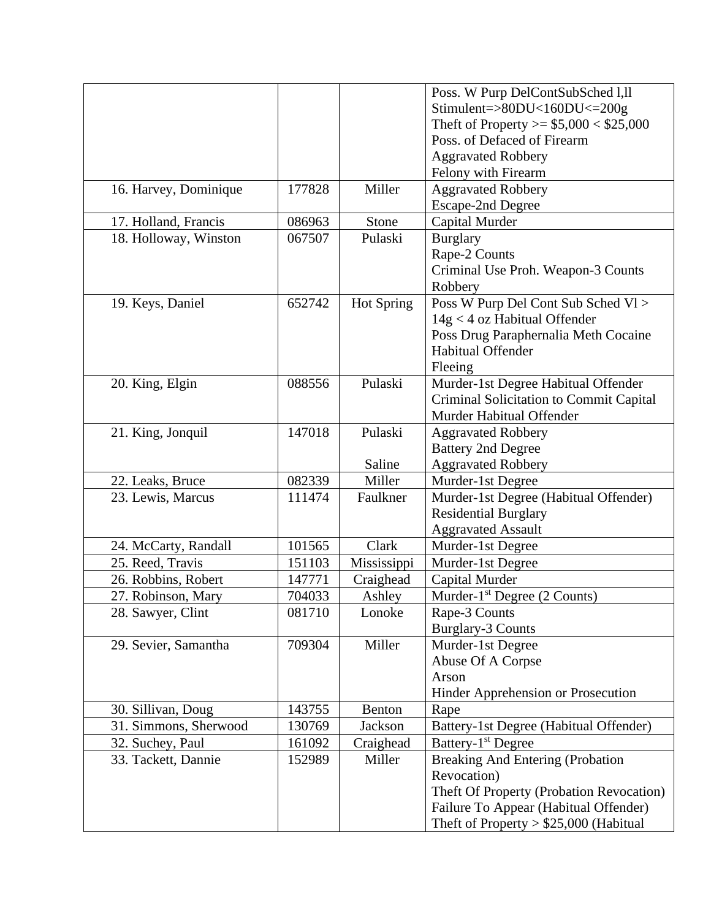| | | | |
|---|---|---|---|
| | | | Poss. W Purp DelContSubSched l,ll Stimulent=>80DU<160DU<=200g<br>Theft of Property >= $5,000 < $25,000<br>Poss. of Defaced of Firearm<br>Aggravated Robbery<br>Felony with Firearm |
| 16. Harvey, Dominique | 177828 | Miller | Aggravated Robbery<br>Escape-2nd Degree |
| 17. Holland, Francis | 086963 | Stone | Capital Murder |
| 18. Holloway, Winston | 067507 | Pulaski | Burglary<br>Rape-2 Counts<br>Criminal Use Proh. Weapon-3 Counts<br>Robbery |
| 19. Keys, Daniel | 652742 | Hot Spring | Poss W Purp Del Cont Sub Sched Vl > 14g < 4 oz Habitual Offender<br>Poss Drug Paraphernalia Meth Cocaine Habitual Offender<br>Fleeing |
| 20. King, Elgin | 088556 | Pulaski | Murder-1st Degree Habitual Offender<br>Criminal Solicitation to Commit Capital Murder Habitual Offender |
| 21. King, Jonquil | 147018 | Pulaski<br><br>Saline | Aggravated Robbery<br>Battery 2nd Degree<br>Aggravated Robbery |
| 22. Leaks, Bruce | 082339 | Miller | Murder-1st Degree |
| 23. Lewis, Marcus | 111474 | Faulkner | Murder-1st Degree (Habitual Offender)<br>Residential Burglary<br>Aggravated Assault |
| 24. McCarty, Randall | 101565 | Clark | Murder-1st Degree |
| 25. Reed, Travis | 151103 | Mississippi | Murder-1st Degree |
| 26. Robbins, Robert | 147771 | Craighead | Capital Murder |
| 27. Robinson, Mary | 704033 | Ashley | Murder-1st Degree (2 Counts) |
| 28. Sawyer, Clint | 081710 | Lonoke | Rape-3 Counts<br>Burglary-3 Counts |
| 29. Sevier, Samantha | 709304 | Miller | Murder-1st Degree<br>Abuse Of A Corpse<br>Arson<br>Hinder Apprehension or Prosecution |
| 30. Sillivan, Doug | 143755 | Benton | Rape |
| 31. Simmons, Sherwood | 130769 | Jackson | Battery-1st Degree (Habitual Offender) |
| 32. Suchey, Paul | 161092 | Craighead | Battery-1st Degree |
| 33. Tackett, Dannie | 152989 | Miller | Breaking And Entering (Probation Revocation)<br>Theft Of Property (Probation Revocation)<br>Failure To Appear (Habitual Offender)<br>Theft of Property > $25,000 (Habitual |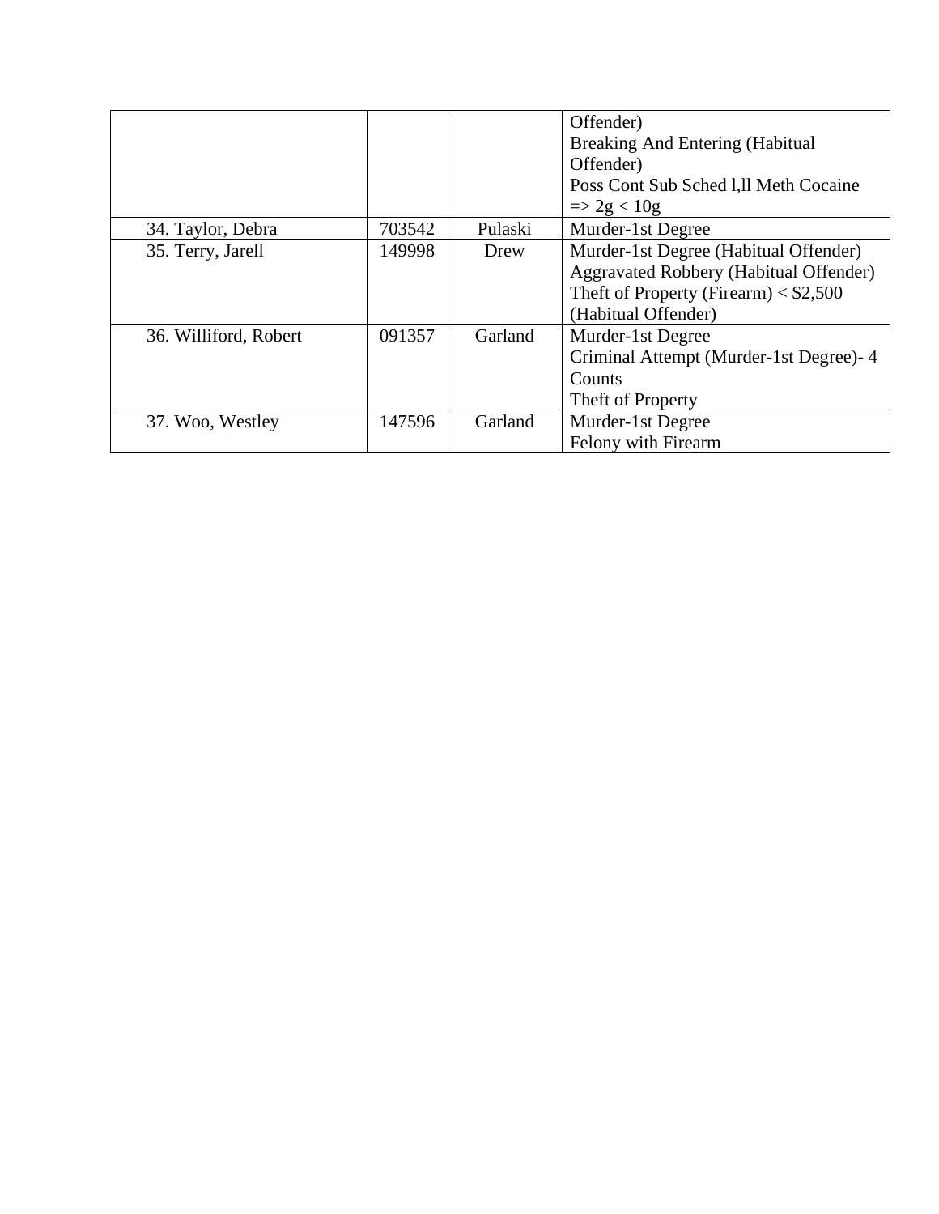| | | | |
|---|---|---|---|
| | | | Offender)<br>Breaking And Entering (Habitual Offender)<br>Poss Cont Sub Sched l,ll Meth Cocaine => 2g < 10g |
| 34. Taylor, Debra | 703542 | Pulaski | Murder-1st Degree |
| 35. Terry, Jarell | 149998 | Drew | Murder-1st Degree (Habitual Offender)<br>Aggravated Robbery (Habitual Offender)<br>Theft of Property (Firearm) < $2,500 (Habitual Offender) |
| 36. Williford, Robert | 091357 | Garland | Murder-1st Degree<br>Criminal Attempt (Murder-1st Degree)- 4 Counts<br>Theft of Property |
| 37. Woo, Westley | 147596 | Garland | Murder-1st Degree<br>Felony with Firearm |